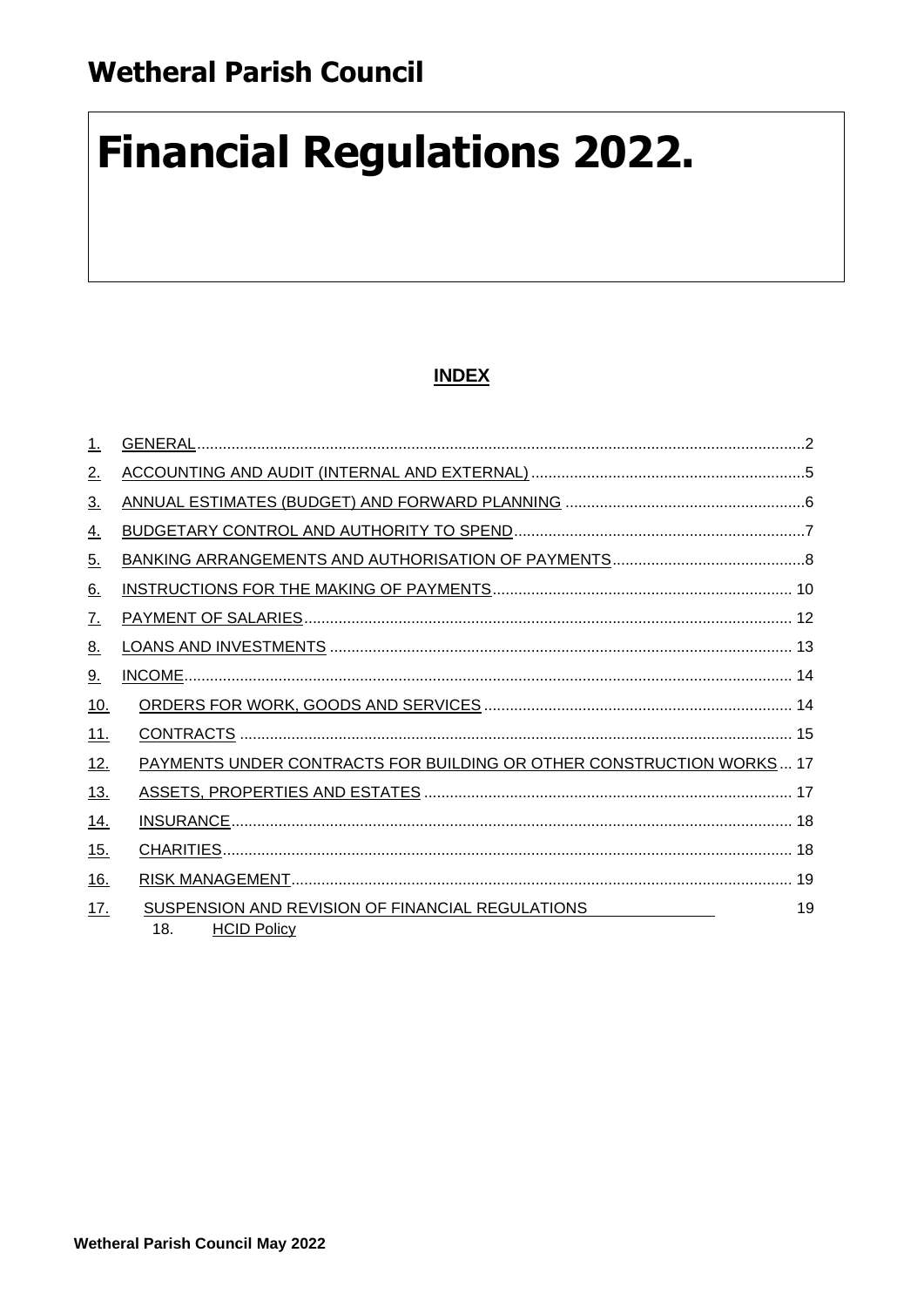# Wetheral Parish Council

# Financial Regulations 2022.

## INDEX

| | | |
|---|---|---|
| 1. | GENERAL | 2 |
| 2. | ACCOUNTING AND AUDIT (INTERNAL AND EXTERNAL) | 5 |
| 3. | ANNUAL ESTIMATES (BUDGET) AND FORWARD PLANNING | 6 |
| 4. | BUDGETARY CONTROL AND AUTHORITY TO SPEND | 7 |
| 5. | BANKING ARRANGEMENTS AND AUTHORISATION OF PAYMENTS | 8 |
| 6. | INSTRUCTIONS FOR THE MAKING OF PAYMENTS | 10 |
| 7. | PAYMENT OF SALARIES | 12 |
| 8. | LOANS AND INVESTMENTS | 13 |
| 9. | INCOME | 14 |
| 10. | ORDERS FOR WORK, GOODS AND SERVICES | 14 |
| 11. | CONTRACTS | 15 |
| 12. | PAYMENTS UNDER CONTRACTS FOR BUILDING OR OTHER CONSTRUCTION WORKS | 17 |
| 13. | ASSETS, PROPERTIES AND ESTATES | 17 |
| 14. | INSURANCE | 18 |
| 15. | CHARITIES | 18 |
| 16. | RISK MANAGEMENT | 19 |
| 17. | SUSPENSION AND REVISION OF FINANCIAL REGULATIONS | 19 |
| 18. | HCID Policy | |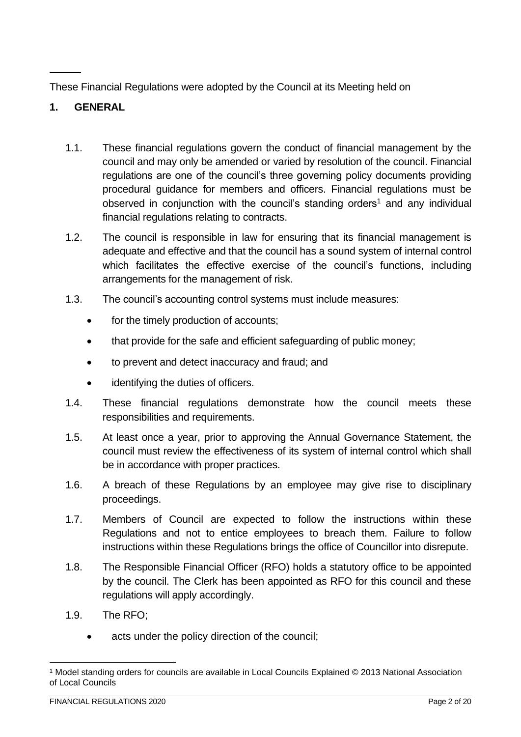These Financial Regulations were adopted by the Council at its Meeting held on

## 1. GENERAL

1.1. These financial regulations govern the conduct of financial management by the council and may only be amended or varied by resolution of the council. Financial regulations are one of the council's three governing policy documents providing procedural guidance for members and officers. Financial regulations must be observed in conjunction with the council's standing orders[1] and any individual financial regulations relating to contracts.

1.2. The council is responsible in law for ensuring that its financial management is adequate and effective and that the council has a sound system of internal control which facilitates the effective exercise of the council's functions, including arrangements for the management of risk.

1.3. The council's accounting control systems must include measures:

- for the timely production of accounts;
- that provide for the safe and efficient safeguarding of public money;
- to prevent and detect inaccuracy and fraud; and
- identifying the duties of officers.

1.4. These financial regulations demonstrate how the council meets these responsibilities and requirements.

1.5. At least once a year, prior to approving the Annual Governance Statement, the council must review the effectiveness of its system of internal control which shall be in accordance with proper practices.

1.6. A breach of these Regulations by an employee may give rise to disciplinary proceedings.

1.7. Members of Council are expected to follow the instructions within these Regulations and not to entice employees to breach them. Failure to follow instructions within these Regulations brings the office of Councillor into disrepute.

1.8. The Responsible Financial Officer (RFO) holds a statutory office to be appointed by the council. The Clerk has been appointed as RFO for this council and these regulations will apply accordingly.

1.9. The RFO;

- acts under the policy direction of the council;

[1] Model standing orders for councils are available in Local Councils Explained © 2013 National Association of Local Councils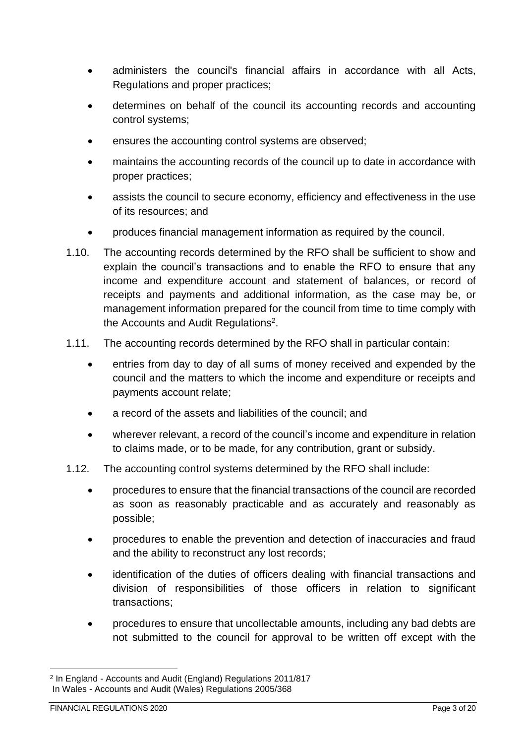- administers the council's financial affairs in accordance with all Acts, Regulations and proper practices;
- determines on behalf of the council its accounting records and accounting control systems;
- ensures the accounting control systems are observed;
- maintains the accounting records of the council up to date in accordance with proper practices;
- assists the council to secure economy, efficiency and effectiveness in the use of its resources; and
- produces financial management information as required by the council.

1.10. The accounting records determined by the RFO shall be sufficient to show and explain the council's transactions and to enable the RFO to ensure that any income and expenditure account and statement of balances, or record of receipts and payments and additional information, as the case may be, or management information prepared for the council from time to time comply with the Accounts and Audit Regulations[2].

1.11. The accounting records determined by the RFO shall in particular contain:

- entries from day to day of all sums of money received and expended by the council and the matters to which the income and expenditure or receipts and payments account relate;
- a record of the assets and liabilities of the council; and
- wherever relevant, a record of the council's income and expenditure in relation to claims made, or to be made, for any contribution, grant or subsidy.

1.12. The accounting control systems determined by the RFO shall include:

- procedures to ensure that the financial transactions of the council are recorded as soon as reasonably practicable and as accurately and reasonably as possible;
- procedures to enable the prevention and detection of inaccuracies and fraud and the ability to reconstruct any lost records;
- identification of the duties of officers dealing with financial transactions and division of responsibilities of those officers in relation to significant transactions;
- procedures to ensure that uncollectable amounts, including any bad debts are not submitted to the council for approval to be written off except with the

[2] In England - Accounts and Audit (England) Regulations 2011/817
In Wales - Accounts and Audit (Wales) Regulations 2005/368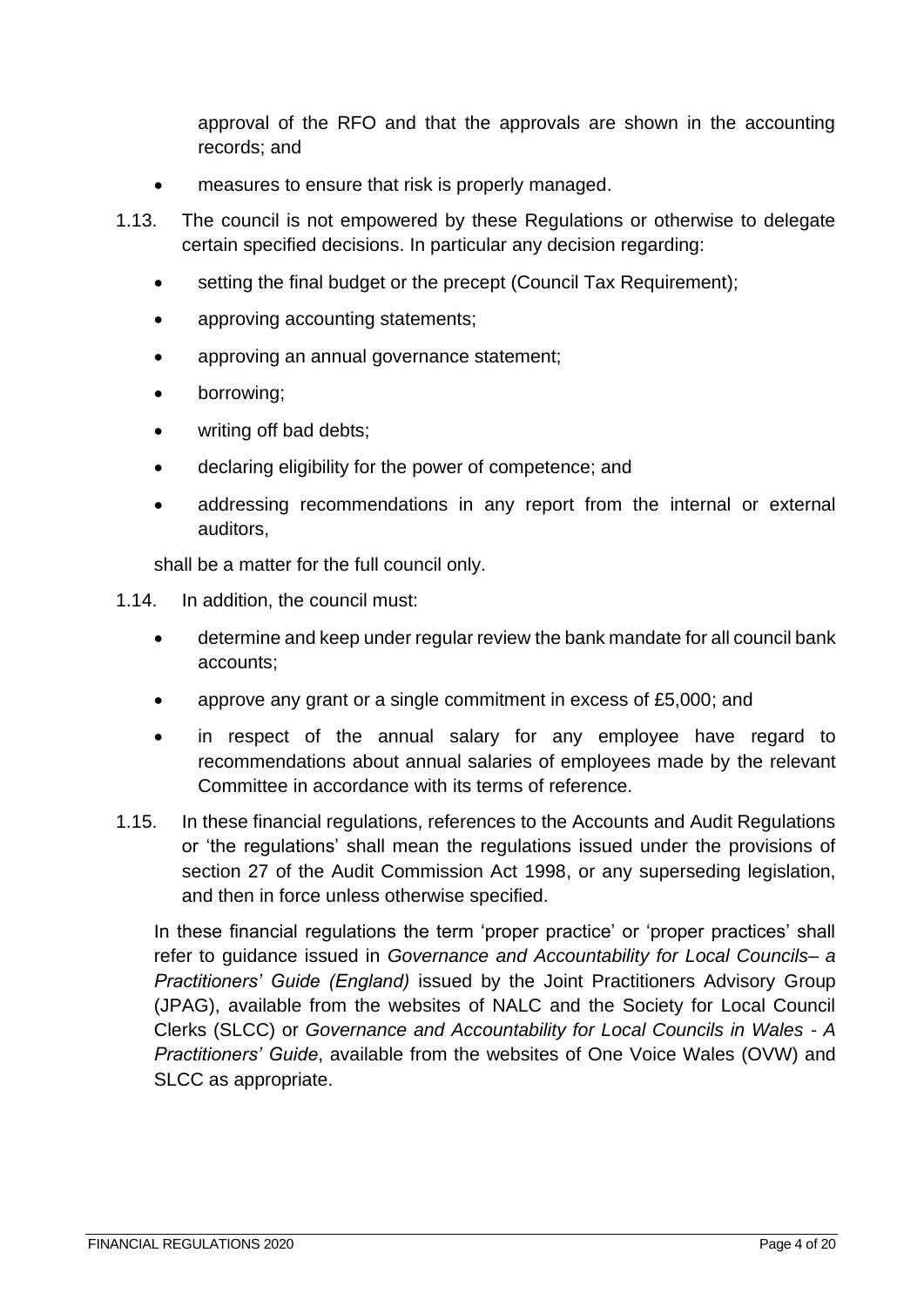approval of the RFO and that the approvals are shown in the accounting records; and

- measures to ensure that risk is properly managed.

1.13. The council is not empowered by these Regulations or otherwise to delegate certain specified decisions. In particular any decision regarding:

- setting the final budget or the precept (Council Tax Requirement);
- approving accounting statements;
- approving an annual governance statement;
- borrowing;
- writing off bad debts;
- declaring eligibility for the power of competence; and
- addressing recommendations in any report from the internal or external auditors,

shall be a matter for the full council only.

1.14. In addition, the council must:

- determine and keep under regular review the bank mandate for all council bank accounts;
- approve any grant or a single commitment in excess of £5,000; and
- in respect of the annual salary for any employee have regard to recommendations about annual salaries of employees made by the relevant Committee in accordance with its terms of reference.

1.15. In these financial regulations, references to the Accounts and Audit Regulations or 'the regulations' shall mean the regulations issued under the provisions of section 27 of the Audit Commission Act 1998, or any superseding legislation, and then in force unless otherwise specified.

In these financial regulations the term 'proper practice' or 'proper practices' shall refer to guidance issued in *Governance and Accountability for Local Councils– a Practitioners' Guide (England)* issued by the Joint Practitioners Advisory Group (JPAG), available from the websites of NALC and the Society for Local Council Clerks (SLCC) or *Governance and Accountability for Local Councils in Wales - A Practitioners' Guide*, available from the websites of One Voice Wales (OVW) and SLCC as appropriate.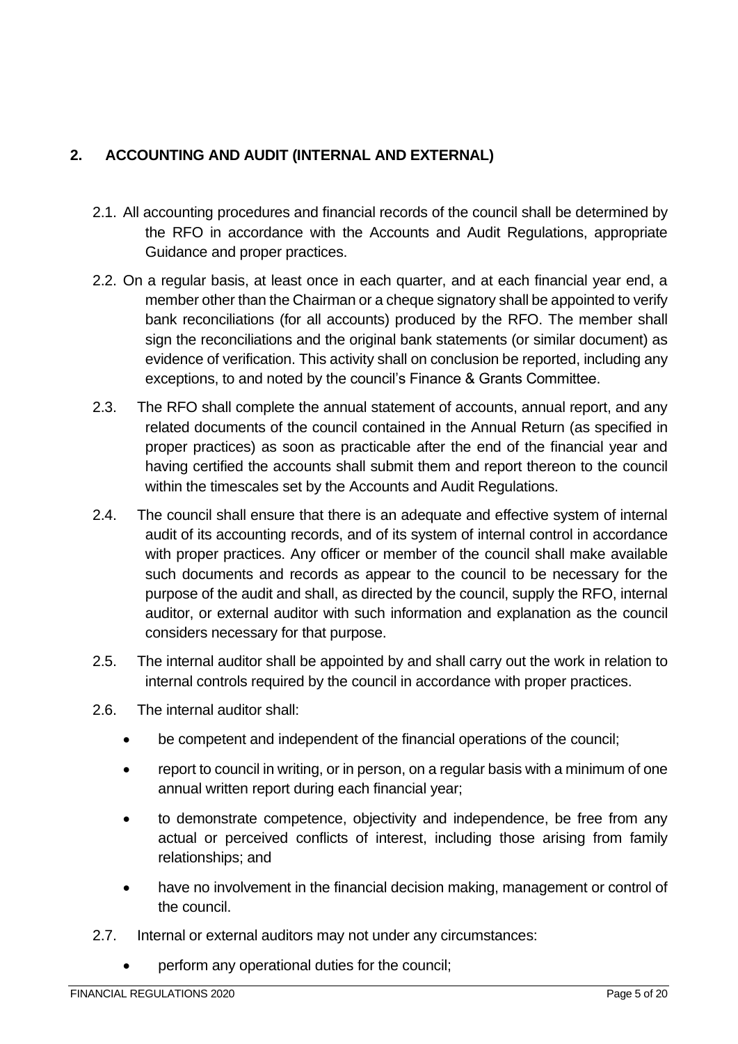## 2. ACCOUNTING AND AUDIT (INTERNAL AND EXTERNAL)

2.1. All accounting procedures and financial records of the council shall be determined by the RFO in accordance with the Accounts and Audit Regulations, appropriate Guidance and proper practices.

2.2. On a regular basis, at least once in each quarter, and at each financial year end, a member other than the Chairman or a cheque signatory shall be appointed to verify bank reconciliations (for all accounts) produced by the RFO. The member shall sign the reconciliations and the original bank statements (or similar document) as evidence of verification. This activity shall on conclusion be reported, including any exceptions, to and noted by the council's Finance & Grants Committee.

2.3. The RFO shall complete the annual statement of accounts, annual report, and any related documents of the council contained in the Annual Return (as specified in proper practices) as soon as practicable after the end of the financial year and having certified the accounts shall submit them and report thereon to the council within the timescales set by the Accounts and Audit Regulations.

2.4. The council shall ensure that there is an adequate and effective system of internal audit of its accounting records, and of its system of internal control in accordance with proper practices. Any officer or member of the council shall make available such documents and records as appear to the council to be necessary for the purpose of the audit and shall, as directed by the council, supply the RFO, internal auditor, or external auditor with such information and explanation as the council considers necessary for that purpose.

2.5. The internal auditor shall be appointed by and shall carry out the work in relation to internal controls required by the council in accordance with proper practices.

2.6. The internal auditor shall:

- be competent and independent of the financial operations of the council;
- report to council in writing, or in person, on a regular basis with a minimum of one annual written report during each financial year;
- to demonstrate competence, objectivity and independence, be free from any actual or perceived conflicts of interest, including those arising from family relationships; and
- have no involvement in the financial decision making, management or control of the council.

2.7. Internal or external auditors may not under any circumstances:

- perform any operational duties for the council;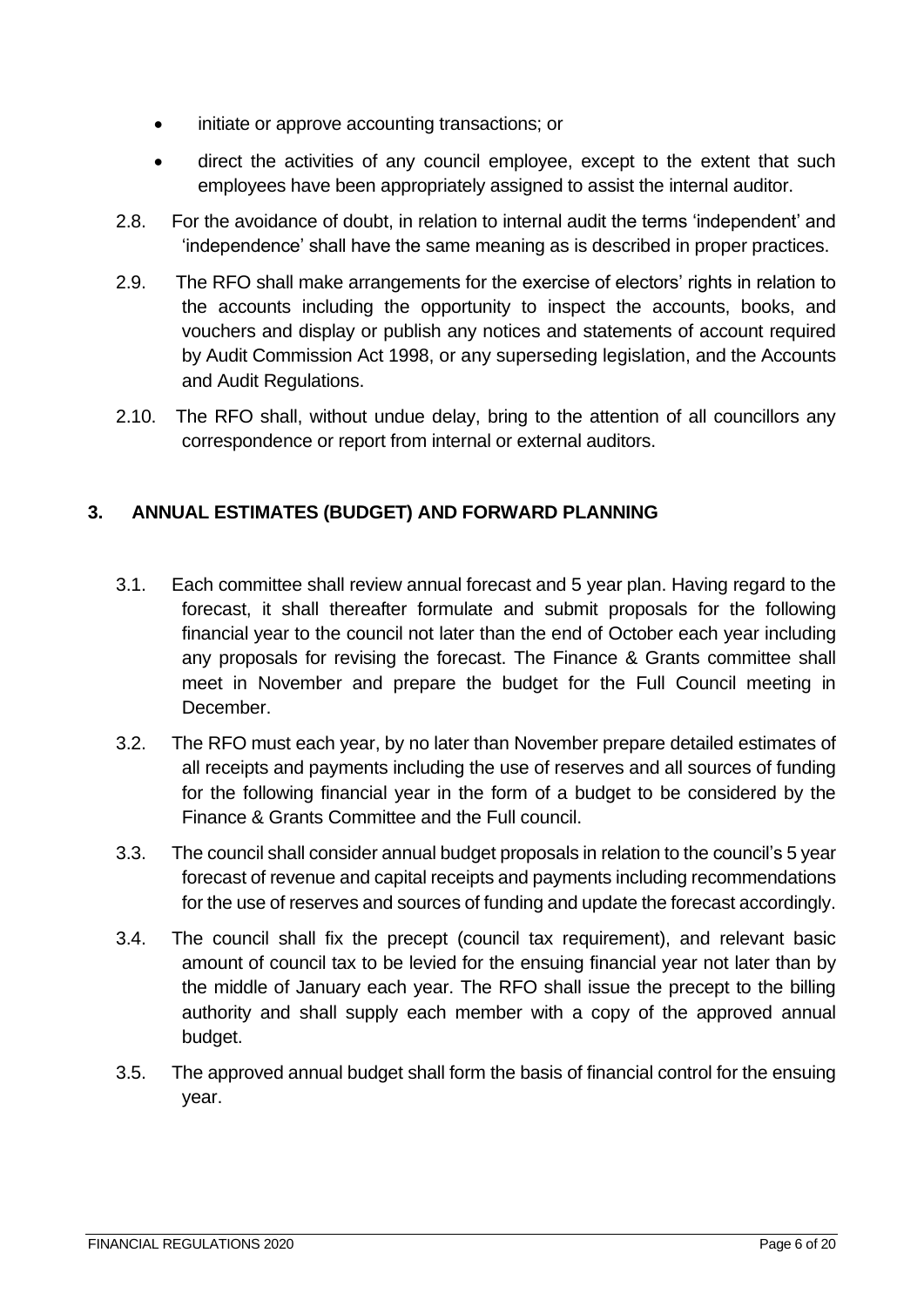- initiate or approve accounting transactions; or
- direct the activities of any council employee, except to the extent that such employees have been appropriately assigned to assist the internal auditor.

2.8. For the avoidance of doubt, in relation to internal audit the terms 'independent' and 'independence' shall have the same meaning as is described in proper practices.

2.9. The RFO shall make arrangements for the exercise of electors' rights in relation to the accounts including the opportunity to inspect the accounts, books, and vouchers and display or publish any notices and statements of account required by Audit Commission Act 1998, or any superseding legislation, and the Accounts and Audit Regulations.

2.10. The RFO shall, without undue delay, bring to the attention of all councillors any correspondence or report from internal or external auditors.

## 3. ANNUAL ESTIMATES (BUDGET) AND FORWARD PLANNING

3.1. Each committee shall review annual forecast and 5 year plan. Having regard to the forecast, it shall thereafter formulate and submit proposals for the following financial year to the council not later than the end of October each year including any proposals for revising the forecast. The Finance & Grants committee shall meet in November and prepare the budget for the Full Council meeting in December.

3.2. The RFO must each year, by no later than November prepare detailed estimates of all receipts and payments including the use of reserves and all sources of funding for the following financial year in the form of a budget to be considered by the Finance & Grants Committee and the Full council.

3.3. The council shall consider annual budget proposals in relation to the council's 5 year forecast of revenue and capital receipts and payments including recommendations for the use of reserves and sources of funding and update the forecast accordingly.

3.4. The council shall fix the precept (council tax requirement), and relevant basic amount of council tax to be levied for the ensuing financial year not later than by the middle of January each year. The RFO shall issue the precept to the billing authority and shall supply each member with a copy of the approved annual budget.

3.5. The approved annual budget shall form the basis of financial control for the ensuing year.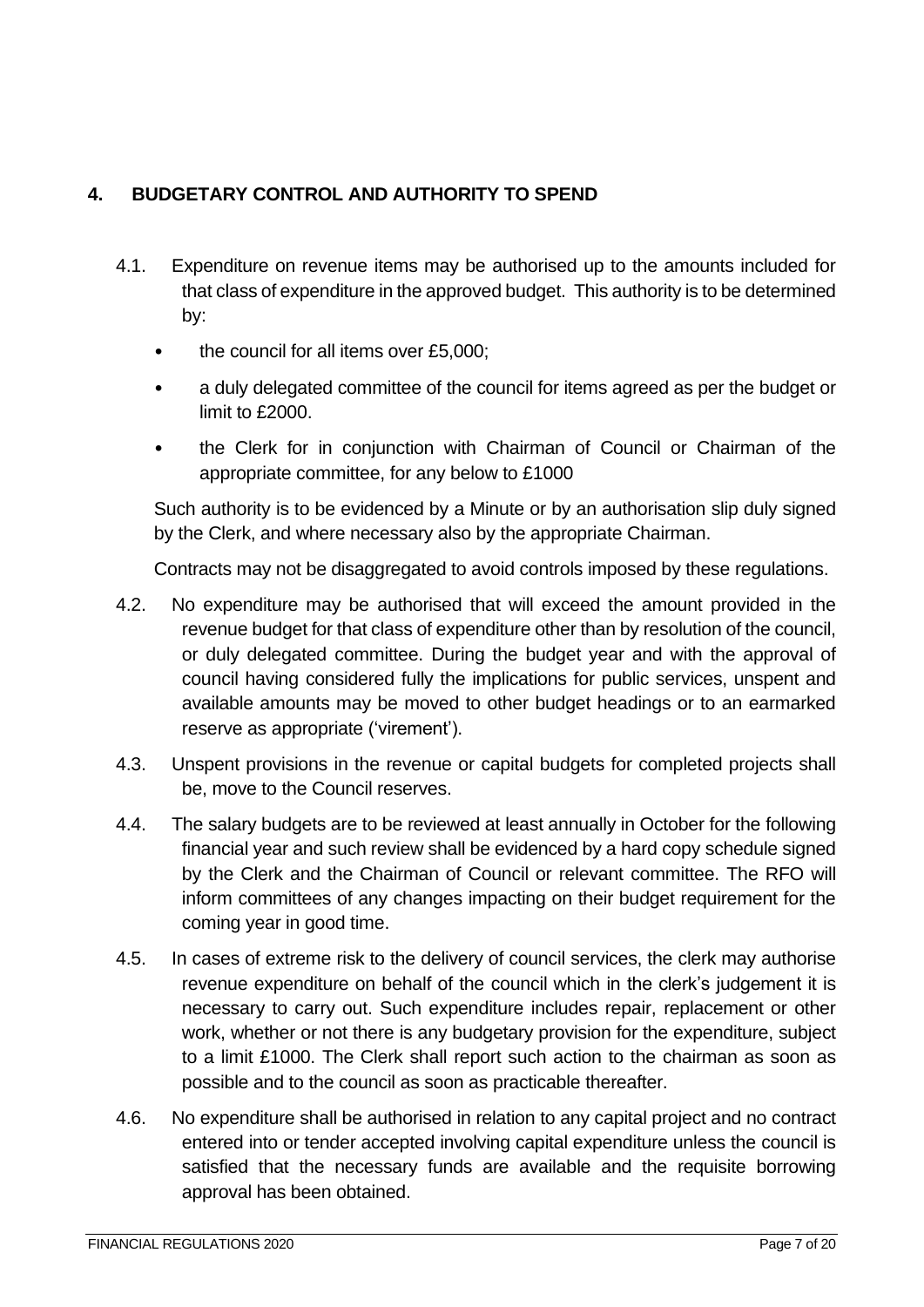## 4. BUDGETARY CONTROL AND AUTHORITY TO SPEND

4.1. Expenditure on revenue items may be authorised up to the amounts included for that class of expenditure in the approved budget. This authority is to be determined by:

- the council for all items over £5,000;
- a duly delegated committee of the council for items agreed as per the budget or limit to £2000.
- the Clerk for in conjunction with Chairman of Council or Chairman of the appropriate committee, for any below to £1000

Such authority is to be evidenced by a Minute or by an authorisation slip duly signed by the Clerk, and where necessary also by the appropriate Chairman.

Contracts may not be disaggregated to avoid controls imposed by these regulations.

4.2. No expenditure may be authorised that will exceed the amount provided in the revenue budget for that class of expenditure other than by resolution of the council, or duly delegated committee. During the budget year and with the approval of council having considered fully the implications for public services, unspent and available amounts may be moved to other budget headings or to an earmarked reserve as appropriate ('virement').

4.3. Unspent provisions in the revenue or capital budgets for completed projects shall be, move to the Council reserves.

4.4. The salary budgets are to be reviewed at least annually in October for the following financial year and such review shall be evidenced by a hard copy schedule signed by the Clerk and the Chairman of Council or relevant committee. The RFO will inform committees of any changes impacting on their budget requirement for the coming year in good time.

4.5. In cases of extreme risk to the delivery of council services, the clerk may authorise revenue expenditure on behalf of the council which in the clerk's judgement it is necessary to carry out. Such expenditure includes repair, replacement or other work, whether or not there is any budgetary provision for the expenditure, subject to a limit £1000. The Clerk shall report such action to the chairman as soon as possible and to the council as soon as practicable thereafter.

4.6. No expenditure shall be authorised in relation to any capital project and no contract entered into or tender accepted involving capital expenditure unless the council is satisfied that the necessary funds are available and the requisite borrowing approval has been obtained.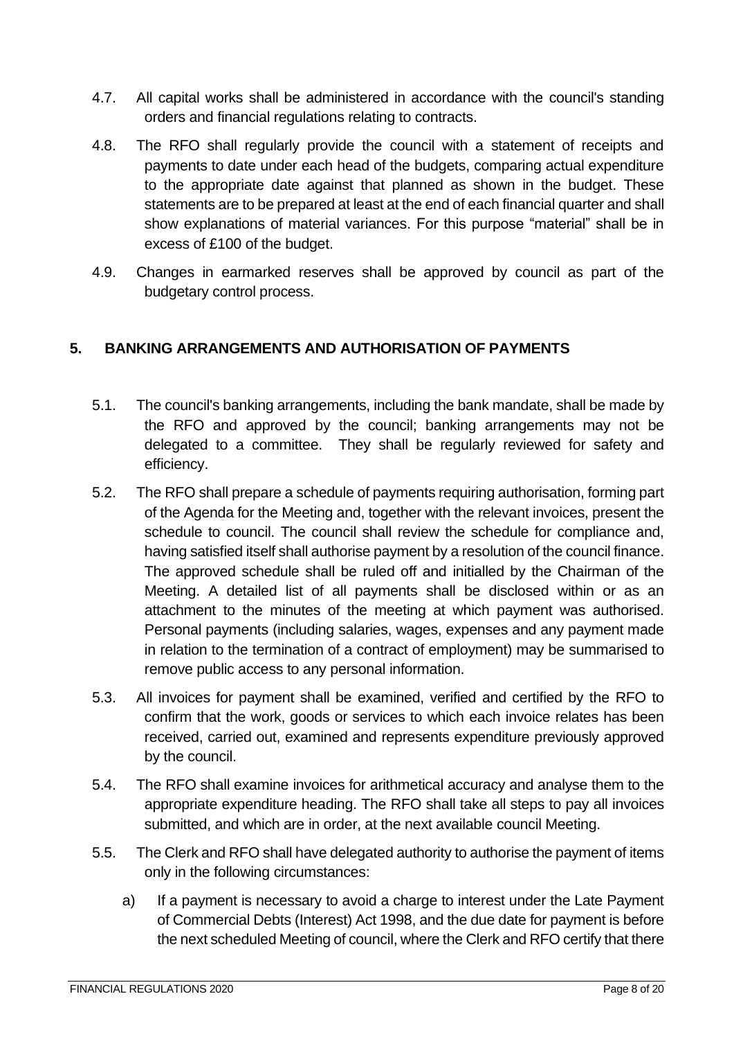4.7. All capital works shall be administered in accordance with the council's standing orders and financial regulations relating to contracts.

4.8. The RFO shall regularly provide the council with a statement of receipts and payments to date under each head of the budgets, comparing actual expenditure to the appropriate date against that planned as shown in the budget. These statements are to be prepared at least at the end of each financial quarter and shall show explanations of material variances. For this purpose "material" shall be in excess of £100 of the budget.

4.9. Changes in earmarked reserves shall be approved by council as part of the budgetary control process.

## 5. BANKING ARRANGEMENTS AND AUTHORISATION OF PAYMENTS

5.1. The council's banking arrangements, including the bank mandate, shall be made by the RFO and approved by the council; banking arrangements may not be delegated to a committee. They shall be regularly reviewed for safety and efficiency.

5.2. The RFO shall prepare a schedule of payments requiring authorisation, forming part of the Agenda for the Meeting and, together with the relevant invoices, present the schedule to council. The council shall review the schedule for compliance and, having satisfied itself shall authorise payment by a resolution of the council finance. The approved schedule shall be ruled off and initialled by the Chairman of the Meeting. A detailed list of all payments shall be disclosed within or as an attachment to the minutes of the meeting at which payment was authorised. Personal payments (including salaries, wages, expenses and any payment made in relation to the termination of a contract of employment) may be summarised to remove public access to any personal information.

5.3. All invoices for payment shall be examined, verified and certified by the RFO to confirm that the work, goods or services to which each invoice relates has been received, carried out, examined and represents expenditure previously approved by the council.

5.4. The RFO shall examine invoices for arithmetical accuracy and analyse them to the appropriate expenditure heading. The RFO shall take all steps to pay all invoices submitted, and which are in order, at the next available council Meeting.

5.5. The Clerk and RFO shall have delegated authority to authorise the payment of items only in the following circumstances:

a) If a payment is necessary to avoid a charge to interest under the Late Payment of Commercial Debts (Interest) Act 1998, and the due date for payment is before the next scheduled Meeting of council, where the Clerk and RFO certify that there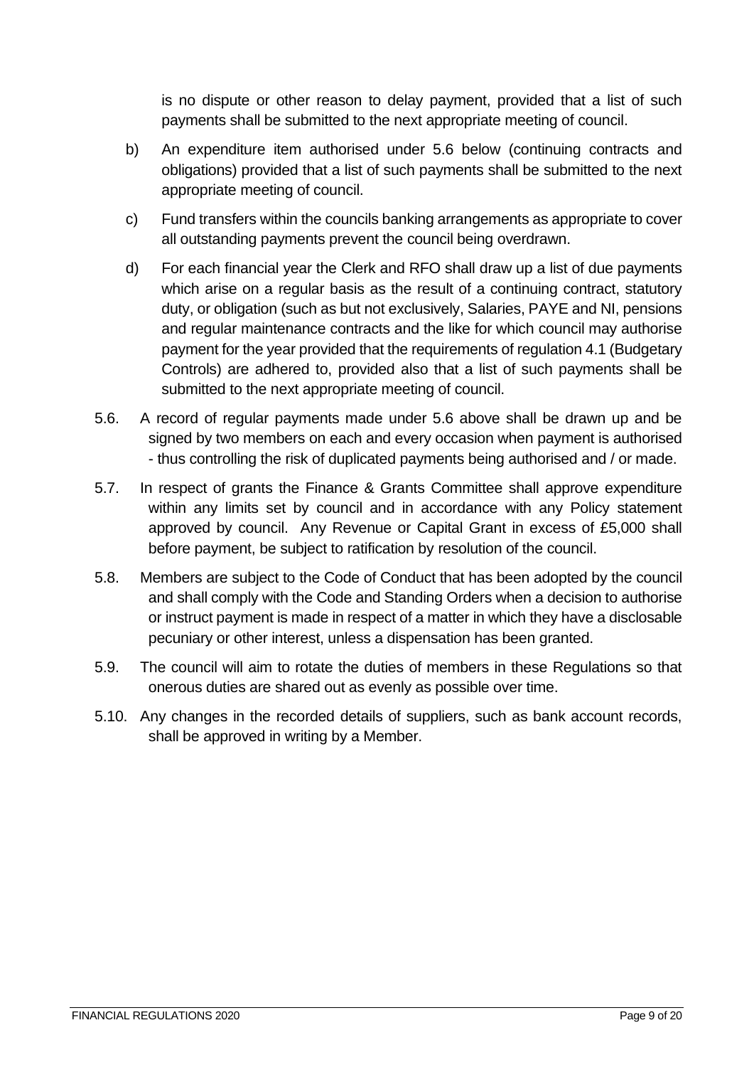is no dispute or other reason to delay payment, provided that a list of such payments shall be submitted to the next appropriate meeting of council.

b) An expenditure item authorised under 5.6 below (continuing contracts and obligations) provided that a list of such payments shall be submitted to the next appropriate meeting of council.

c) Fund transfers within the councils banking arrangements as appropriate to cover all outstanding payments prevent the council being overdrawn.

d) For each financial year the Clerk and RFO shall draw up a list of due payments which arise on a regular basis as the result of a continuing contract, statutory duty, or obligation (such as but not exclusively, Salaries, PAYE and NI, pensions and regular maintenance contracts and the like for which council may authorise payment for the year provided that the requirements of regulation 4.1 (Budgetary Controls) are adhered to, provided also that a list of such payments shall be submitted to the next appropriate meeting of council.

5.6. A record of regular payments made under 5.6 above shall be drawn up and be signed by two members on each and every occasion when payment is authorised - thus controlling the risk of duplicated payments being authorised and / or made.

5.7. In respect of grants the Finance & Grants Committee shall approve expenditure within any limits set by council and in accordance with any Policy statement approved by council. Any Revenue or Capital Grant in excess of £5,000 shall before payment, be subject to ratification by resolution of the council.

5.8. Members are subject to the Code of Conduct that has been adopted by the council and shall comply with the Code and Standing Orders when a decision to authorise or instruct payment is made in respect of a matter in which they have a disclosable pecuniary or other interest, unless a dispensation has been granted.

5.9. The council will aim to rotate the duties of members in these Regulations so that onerous duties are shared out as evenly as possible over time.

5.10. Any changes in the recorded details of suppliers, such as bank account records, shall be approved in writing by a Member.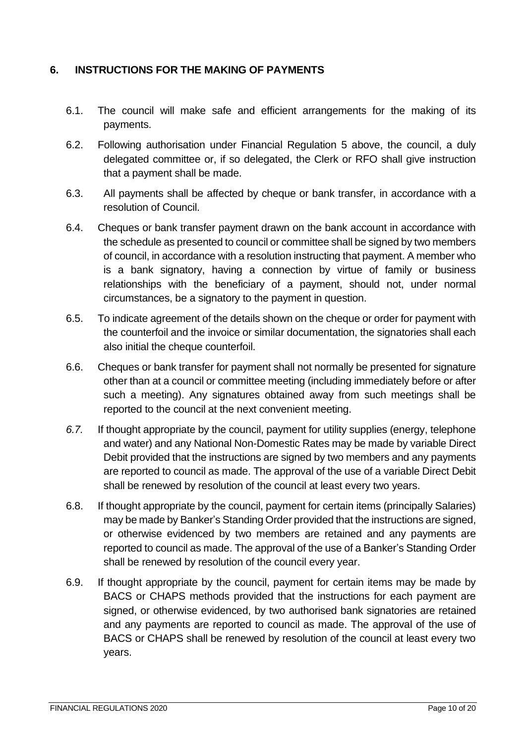## 6. INSTRUCTIONS FOR THE MAKING OF PAYMENTS

6.1. The council will make safe and efficient arrangements for the making of its payments.

6.2. Following authorisation under Financial Regulation 5 above, the council, a duly delegated committee or, if so delegated, the Clerk or RFO shall give instruction that a payment shall be made.

6.3. All payments shall be affected by cheque or bank transfer, in accordance with a resolution of Council.

6.4. Cheques or bank transfer payment drawn on the bank account in accordance with the schedule as presented to council or committee shall be signed by two members of council, in accordance with a resolution instructing that payment. A member who is a bank signatory, having a connection by virtue of family or business relationships with the beneficiary of a payment, should not, under normal circumstances, be a signatory to the payment in question.

6.5. To indicate agreement of the details shown on the cheque or order for payment with the counterfoil and the invoice or similar documentation, the signatories shall each also initial the cheque counterfoil.

6.6. Cheques or bank transfer for payment shall not normally be presented for signature other than at a council or committee meeting (including immediately before or after such a meeting). Any signatures obtained away from such meetings shall be reported to the council at the next convenient meeting.

*6.7.* If thought appropriate by the council, payment for utility supplies (energy, telephone and water) and any National Non-Domestic Rates may be made by variable Direct Debit provided that the instructions are signed by two members and any payments are reported to council as made. The approval of the use of a variable Direct Debit shall be renewed by resolution of the council at least every two years.

6.8. If thought appropriate by the council, payment for certain items (principally Salaries) may be made by Banker's Standing Order provided that the instructions are signed, or otherwise evidenced by two members are retained and any payments are reported to council as made. The approval of the use of a Banker's Standing Order shall be renewed by resolution of the council every year.

6.9. If thought appropriate by the council, payment for certain items may be made by BACS or CHAPS methods provided that the instructions for each payment are signed, or otherwise evidenced, by two authorised bank signatories are retained and any payments are reported to council as made. The approval of the use of BACS or CHAPS shall be renewed by resolution of the council at least every two years.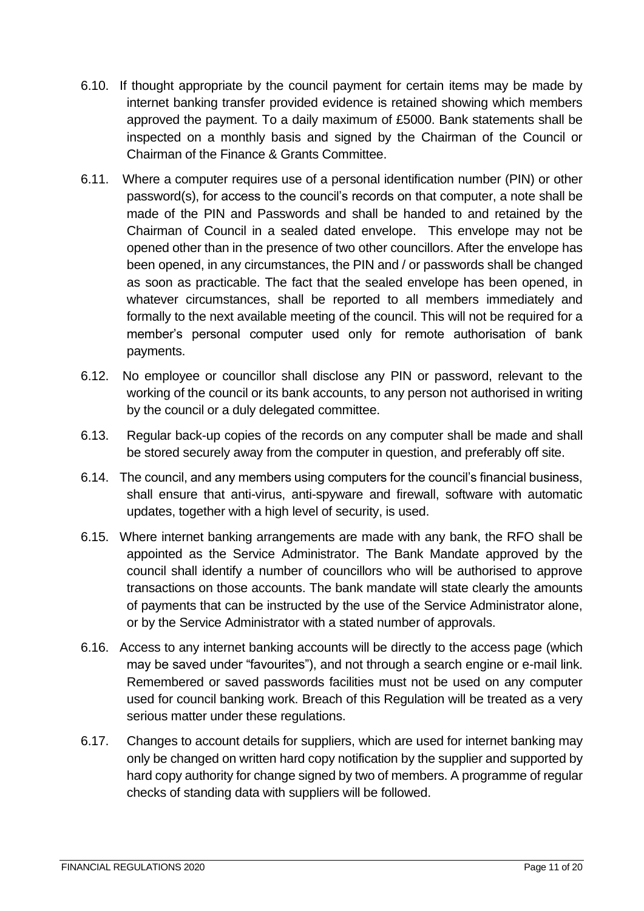6.10. If thought appropriate by the council payment for certain items may be made by internet banking transfer provided evidence is retained showing which members approved the payment. To a daily maximum of £5000. Bank statements shall be inspected on a monthly basis and signed by the Chairman of the Council or Chairman of the Finance & Grants Committee.

6.11. Where a computer requires use of a personal identification number (PIN) or other password(s), for access to the council's records on that computer, a note shall be made of the PIN and Passwords and shall be handed to and retained by the Chairman of Council in a sealed dated envelope. This envelope may not be opened other than in the presence of two other councillors. After the envelope has been opened, in any circumstances, the PIN and / or passwords shall be changed as soon as practicable. The fact that the sealed envelope has been opened, in whatever circumstances, shall be reported to all members immediately and formally to the next available meeting of the council. This will not be required for a member's personal computer used only for remote authorisation of bank payments.

6.12. No employee or councillor shall disclose any PIN or password, relevant to the working of the council or its bank accounts, to any person not authorised in writing by the council or a duly delegated committee.

6.13. Regular back-up copies of the records on any computer shall be made and shall be stored securely away from the computer in question, and preferably off site.

6.14. The council, and any members using computers for the council's financial business, shall ensure that anti-virus, anti-spyware and firewall, software with automatic updates, together with a high level of security, is used.

6.15. Where internet banking arrangements are made with any bank, the RFO shall be appointed as the Service Administrator. The Bank Mandate approved by the council shall identify a number of councillors who will be authorised to approve transactions on those accounts. The bank mandate will state clearly the amounts of payments that can be instructed by the use of the Service Administrator alone, or by the Service Administrator with a stated number of approvals.

6.16. Access to any internet banking accounts will be directly to the access page (which may be saved under "favourites"), and not through a search engine or e-mail link. Remembered or saved passwords facilities must not be used on any computer used for council banking work. Breach of this Regulation will be treated as a very serious matter under these regulations.

6.17. Changes to account details for suppliers, which are used for internet banking may only be changed on written hard copy notification by the supplier and supported by hard copy authority for change signed by two of members. A programme of regular checks of standing data with suppliers will be followed.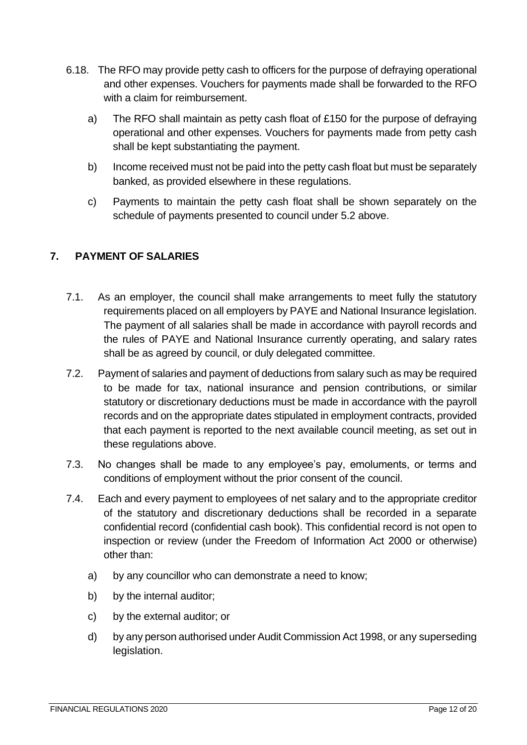6.18. The RFO may provide petty cash to officers for the purpose of defraying operational and other expenses. Vouchers for payments made shall be forwarded to the RFO with a claim for reimbursement.

a) The RFO shall maintain as petty cash float of £150 for the purpose of defraying operational and other expenses. Vouchers for payments made from petty cash shall be kept substantiating the payment.

b) Income received must not be paid into the petty cash float but must be separately banked, as provided elsewhere in these regulations.

c) Payments to maintain the petty cash float shall be shown separately on the schedule of payments presented to council under 5.2 above.

## 7. PAYMENT OF SALARIES

7.1. As an employer, the council shall make arrangements to meet fully the statutory requirements placed on all employers by PAYE and National Insurance legislation. The payment of all salaries shall be made in accordance with payroll records and the rules of PAYE and National Insurance currently operating, and salary rates shall be as agreed by council, or duly delegated committee.

7.2. Payment of salaries and payment of deductions from salary such as may be required to be made for tax, national insurance and pension contributions, or similar statutory or discretionary deductions must be made in accordance with the payroll records and on the appropriate dates stipulated in employment contracts, provided that each payment is reported to the next available council meeting, as set out in these regulations above.

7.3. No changes shall be made to any employee's pay, emoluments, or terms and conditions of employment without the prior consent of the council.

7.4. Each and every payment to employees of net salary and to the appropriate creditor of the statutory and discretionary deductions shall be recorded in a separate confidential record (confidential cash book). This confidential record is not open to inspection or review (under the Freedom of Information Act 2000 or otherwise) other than:

a) by any councillor who can demonstrate a need to know;

b) by the internal auditor;

c) by the external auditor; or

d) by any person authorised under Audit Commission Act 1998, or any superseding legislation.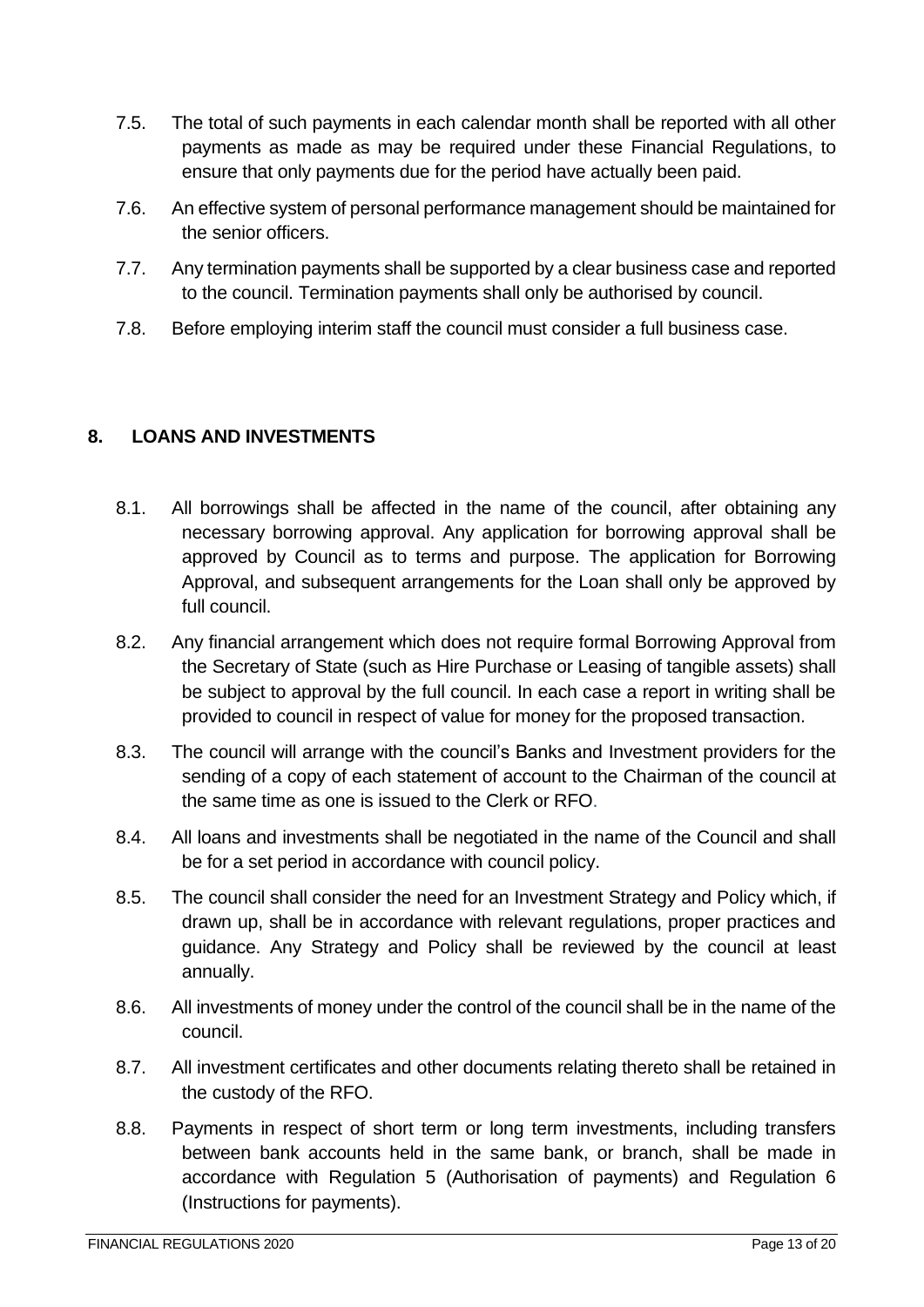7.5. The total of such payments in each calendar month shall be reported with all other payments as made as may be required under these Financial Regulations, to ensure that only payments due for the period have actually been paid.

7.6. An effective system of personal performance management should be maintained for the senior officers.

7.7. Any termination payments shall be supported by a clear business case and reported to the council. Termination payments shall only be authorised by council.

7.8. Before employing interim staff the council must consider a full business case.

## 8. LOANS AND INVESTMENTS

8.1. All borrowings shall be affected in the name of the council, after obtaining any necessary borrowing approval. Any application for borrowing approval shall be approved by Council as to terms and purpose. The application for Borrowing Approval, and subsequent arrangements for the Loan shall only be approved by full council.

8.2. Any financial arrangement which does not require formal Borrowing Approval from the Secretary of State (such as Hire Purchase or Leasing of tangible assets) shall be subject to approval by the full council. In each case a report in writing shall be provided to council in respect of value for money for the proposed transaction.

8.3. The council will arrange with the council's Banks and Investment providers for the sending of a copy of each statement of account to the Chairman of the council at the same time as one is issued to the Clerk or RFO.

8.4. All loans and investments shall be negotiated in the name of the Council and shall be for a set period in accordance with council policy.

8.5. The council shall consider the need for an Investment Strategy and Policy which, if drawn up, shall be in accordance with relevant regulations, proper practices and guidance. Any Strategy and Policy shall be reviewed by the council at least annually.

8.6. All investments of money under the control of the council shall be in the name of the council.

8.7. All investment certificates and other documents relating thereto shall be retained in the custody of the RFO.

8.8. Payments in respect of short term or long term investments, including transfers between bank accounts held in the same bank, or branch, shall be made in accordance with Regulation 5 (Authorisation of payments) and Regulation 6 (Instructions for payments).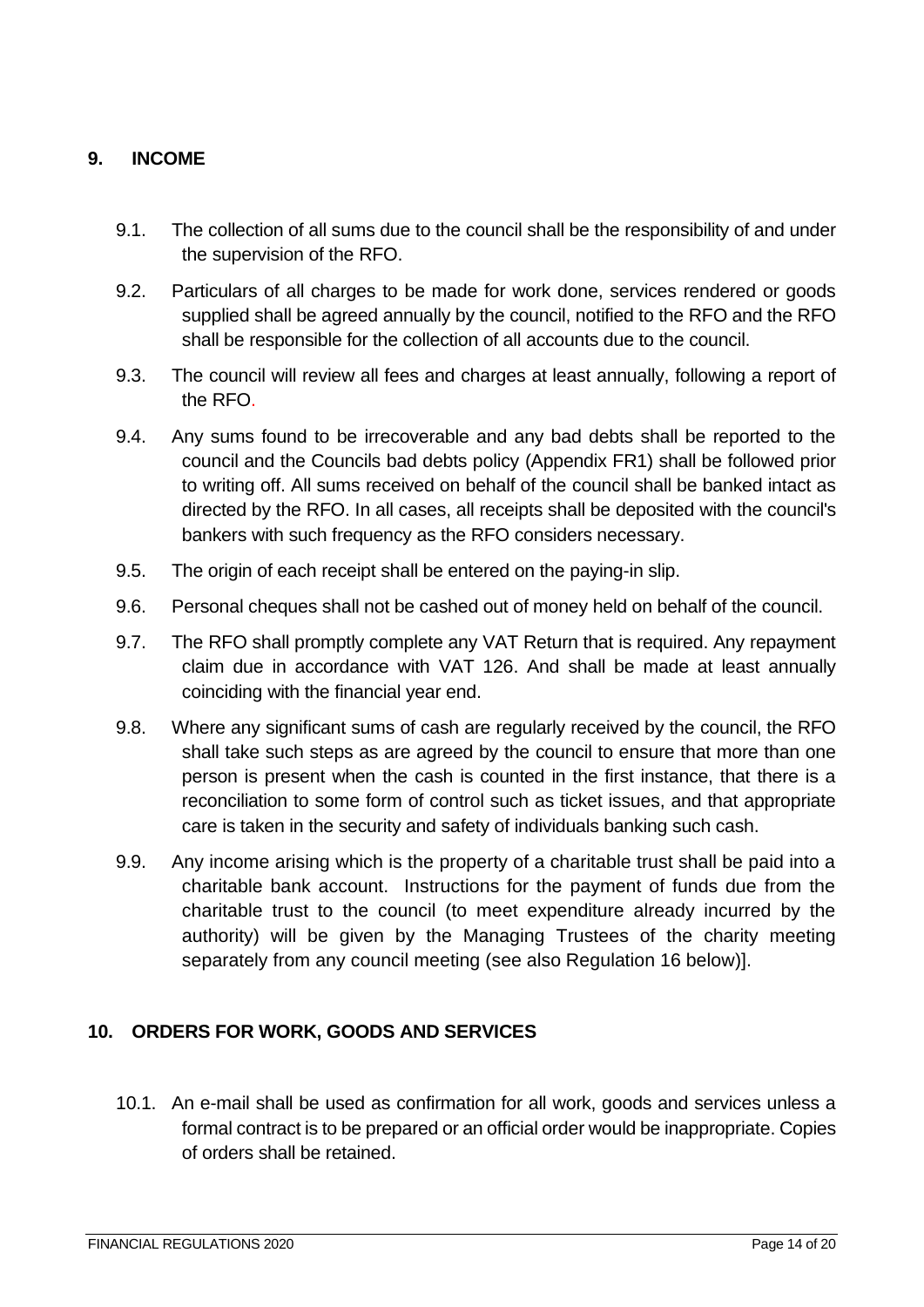## 9. INCOME

9.1. The collection of all sums due to the council shall be the responsibility of and under the supervision of the RFO.

9.2. Particulars of all charges to be made for work done, services rendered or goods supplied shall be agreed annually by the council, notified to the RFO and the RFO shall be responsible for the collection of all accounts due to the council.

9.3. The council will review all fees and charges at least annually, following a report of the RFO.

9.4. Any sums found to be irrecoverable and any bad debts shall be reported to the council and the Councils bad debts policy (Appendix FR1) shall be followed prior to writing off. All sums received on behalf of the council shall be banked intact as directed by the RFO. In all cases, all receipts shall be deposited with the council's bankers with such frequency as the RFO considers necessary.

9.5. The origin of each receipt shall be entered on the paying-in slip.

9.6. Personal cheques shall not be cashed out of money held on behalf of the council.

9.7. The RFO shall promptly complete any VAT Return that is required. Any repayment claim due in accordance with VAT 126. And shall be made at least annually coinciding with the financial year end.

9.8. Where any significant sums of cash are regularly received by the council, the RFO shall take such steps as are agreed by the council to ensure that more than one person is present when the cash is counted in the first instance, that there is a reconciliation to some form of control such as ticket issues, and that appropriate care is taken in the security and safety of individuals banking such cash.

9.9. Any income arising which is the property of a charitable trust shall be paid into a charitable bank account. Instructions for the payment of funds due from the charitable trust to the council (to meet expenditure already incurred by the authority) will be given by the Managing Trustees of the charity meeting separately from any council meeting (see also Regulation 16 below)].

## 10. ORDERS FOR WORK, GOODS AND SERVICES

10.1. An e-mail shall be used as confirmation for all work, goods and services unless a formal contract is to be prepared or an official order would be inappropriate. Copies of orders shall be retained.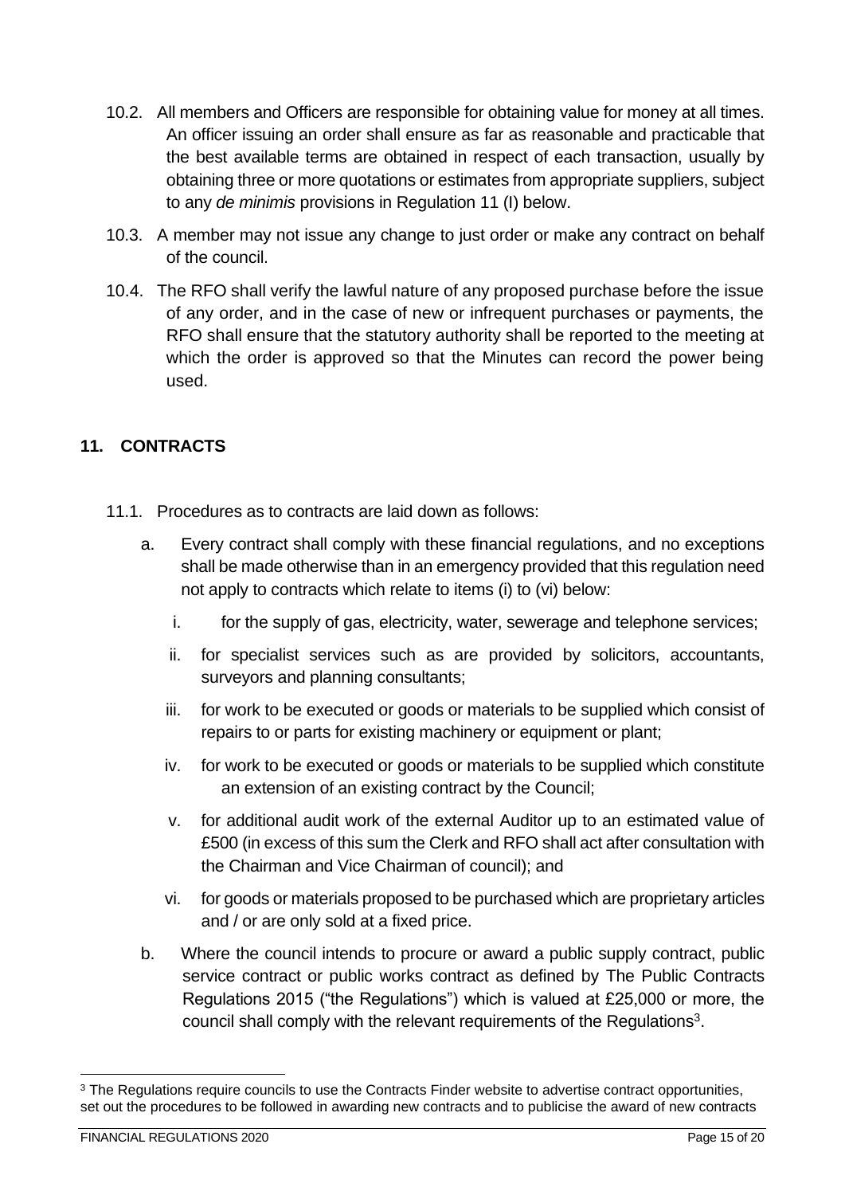10.2. All members and Officers are responsible for obtaining value for money at all times. An officer issuing an order shall ensure as far as reasonable and practicable that the best available terms are obtained in respect of each transaction, usually by obtaining three or more quotations or estimates from appropriate suppliers, subject to any *de minimis* provisions in Regulation 11 (I) below.

10.3. A member may not issue any change to just order or make any contract on behalf of the council.

10.4. The RFO shall verify the lawful nature of any proposed purchase before the issue of any order, and in the case of new or infrequent purchases or payments, the RFO shall ensure that the statutory authority shall be reported to the meeting at which the order is approved so that the Minutes can record the power being used.

## 11. CONTRACTS

11.1. Procedures as to contracts are laid down as follows:

a. Every contract shall comply with these financial regulations, and no exceptions shall be made otherwise than in an emergency provided that this regulation need not apply to contracts which relate to items (i) to (vi) below:

   i. for the supply of gas, electricity, water, sewerage and telephone services;

   ii. for specialist services such as are provided by solicitors, accountants, surveyors and planning consultants;

   iii. for work to be executed or goods or materials to be supplied which consist of repairs to or parts for existing machinery or equipment or plant;

   iv. for work to be executed or goods or materials to be supplied which constitute an extension of an existing contract by the Council;

   v. for additional audit work of the external Auditor up to an estimated value of £500 (in excess of this sum the Clerk and RFO shall act after consultation with the Chairman and Vice Chairman of council); and

   vi. for goods or materials proposed to be purchased which are proprietary articles and / or are only sold at a fixed price.

b. Where the council intends to procure or award a public supply contract, public service contract or public works contract as defined by The Public Contracts Regulations 2015 ("the Regulations") which is valued at £25,000 or more, the council shall comply with the relevant requirements of the Regulations[3].

[3] The Regulations require councils to use the Contracts Finder website to advertise contract opportunities, set out the procedures to be followed in awarding new contracts and to publicise the award of new contracts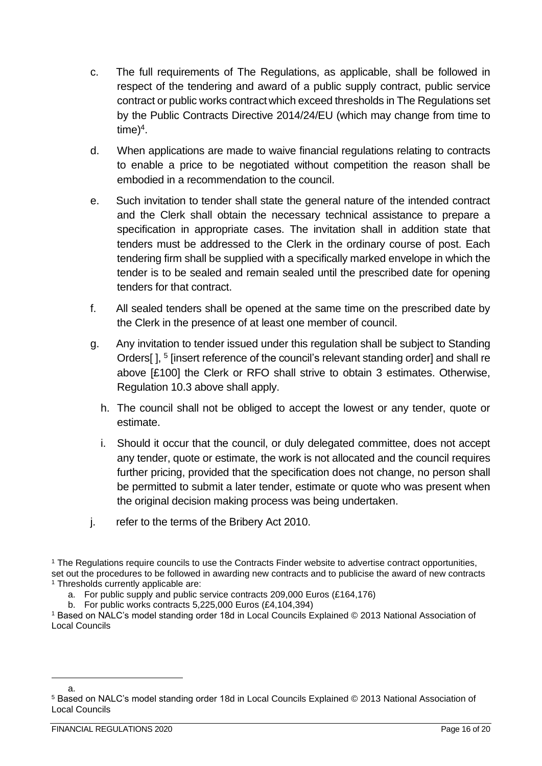c. The full requirements of The Regulations, as applicable, shall be followed in respect of the tendering and award of a public supply contract, public service contract or public works contract which exceed thresholds in The Regulations set by the Public Contracts Directive 2014/24/EU (which may change from time to time)[4].

d. When applications are made to waive financial regulations relating to contracts to enable a price to be negotiated without competition the reason shall be embodied in a recommendation to the council.

e. Such invitation to tender shall state the general nature of the intended contract and the Clerk shall obtain the necessary technical assistance to prepare a specification in appropriate cases. The invitation shall in addition state that tenders must be addressed to the Clerk in the ordinary course of post. Each tendering firm shall be supplied with a specifically marked envelope in which the tender is to be sealed and remain sealed until the prescribed date for opening tenders for that contract.

f. All sealed tenders shall be opened at the same time on the prescribed date by the Clerk in the presence of at least one member of council.

g. Any invitation to tender issued under this regulation shall be subject to Standing Orders[ ], [5] [insert reference of the council's relevant standing order] and shall re above [£100] the Clerk or RFO shall strive to obtain 3 estimates. Otherwise, Regulation 10.3 above shall apply.

h. The council shall not be obliged to accept the lowest or any tender, quote or estimate.

i. Should it occur that the council, or duly delegated committee, does not accept any tender, quote or estimate, the work is not allocated and the council requires further pricing, provided that the specification does not change, no person shall be permitted to submit a later tender, estimate or quote who was present when the original decision making process was being undertaken.

j. refer to the terms of the Bribery Act 2010.

[1] The Regulations require councils to use the Contracts Finder website to advertise contract opportunities, set out the procedures to be followed in awarding new contracts and to publicise the award of new contracts
[1] Thresholds currently applicable are:

a. For public supply and public service contracts 209,000 Euros (£164,176)
b. For public works contracts 5,225,000 Euros (£4,104,394)

[1] Based on NALC's model standing order 18d in Local Councils Explained © 2013 National Association of Local Councils

---

a.

[5] Based on NALC's model standing order 18d in Local Councils Explained © 2013 National Association of Local Councils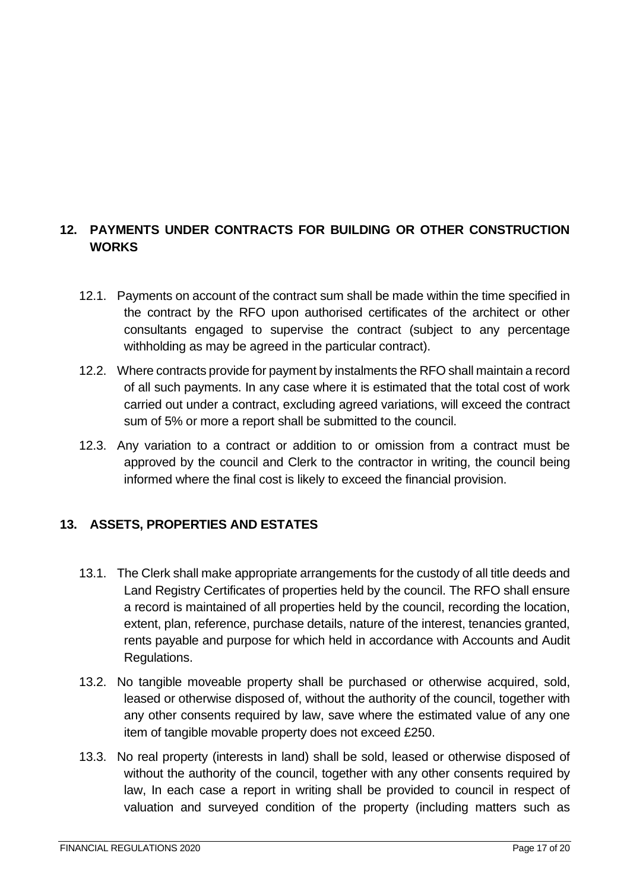## 12. PAYMENTS UNDER CONTRACTS FOR BUILDING OR OTHER CONSTRUCTION WORKS

12.1. Payments on account of the contract sum shall be made within the time specified in the contract by the RFO upon authorised certificates of the architect or other consultants engaged to supervise the contract (subject to any percentage withholding as may be agreed in the particular contract).

12.2. Where contracts provide for payment by instalments the RFO shall maintain a record of all such payments. In any case where it is estimated that the total cost of work carried out under a contract, excluding agreed variations, will exceed the contract sum of 5% or more a report shall be submitted to the council.

12.3. Any variation to a contract or addition to or omission from a contract must be approved by the council and Clerk to the contractor in writing, the council being informed where the final cost is likely to exceed the financial provision.

## 13. ASSETS, PROPERTIES AND ESTATES

13.1. The Clerk shall make appropriate arrangements for the custody of all title deeds and Land Registry Certificates of properties held by the council. The RFO shall ensure a record is maintained of all properties held by the council, recording the location, extent, plan, reference, purchase details, nature of the interest, tenancies granted, rents payable and purpose for which held in accordance with Accounts and Audit Regulations.

13.2. No tangible moveable property shall be purchased or otherwise acquired, sold, leased or otherwise disposed of, without the authority of the council, together with any other consents required by law, save where the estimated value of any one item of tangible movable property does not exceed £250.

13.3. No real property (interests in land) shall be sold, leased or otherwise disposed of without the authority of the council, together with any other consents required by law, In each case a report in writing shall be provided to council in respect of valuation and surveyed condition of the property (including matters such as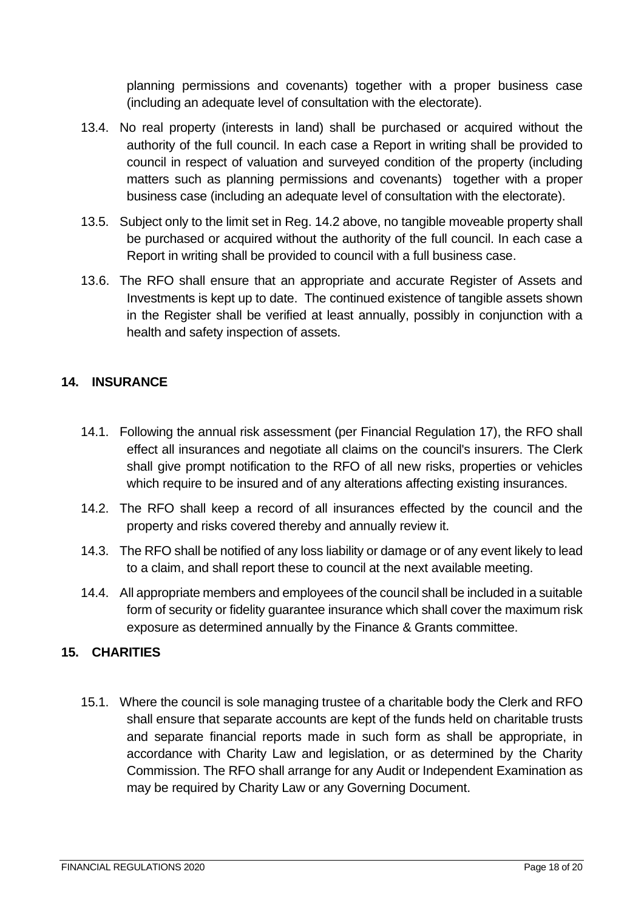planning permissions and covenants) together with a proper business case (including an adequate level of consultation with the electorate).

13.4. No real property (interests in land) shall be purchased or acquired without the authority of the full council. In each case a Report in writing shall be provided to council in respect of valuation and surveyed condition of the property (including matters such as planning permissions and covenants) together with a proper business case (including an adequate level of consultation with the electorate).

13.5. Subject only to the limit set in Reg. 14.2 above, no tangible moveable property shall be purchased or acquired without the authority of the full council. In each case a Report in writing shall be provided to council with a full business case.

13.6. The RFO shall ensure that an appropriate and accurate Register of Assets and Investments is kept up to date. The continued existence of tangible assets shown in the Register shall be verified at least annually, possibly in conjunction with a health and safety inspection of assets.

## 14. INSURANCE

14.1. Following the annual risk assessment (per Financial Regulation 17), the RFO shall effect all insurances and negotiate all claims on the council's insurers. The Clerk shall give prompt notification to the RFO of all new risks, properties or vehicles which require to be insured and of any alterations affecting existing insurances.

14.2. The RFO shall keep a record of all insurances effected by the council and the property and risks covered thereby and annually review it.

14.3. The RFO shall be notified of any loss liability or damage or of any event likely to lead to a claim, and shall report these to council at the next available meeting.

14.4. All appropriate members and employees of the council shall be included in a suitable form of security or fidelity guarantee insurance which shall cover the maximum risk exposure as determined annually by the Finance & Grants committee.

## 15. CHARITIES

15.1. Where the council is sole managing trustee of a charitable body the Clerk and RFO shall ensure that separate accounts are kept of the funds held on charitable trusts and separate financial reports made in such form as shall be appropriate, in accordance with Charity Law and legislation, or as determined by the Charity Commission. The RFO shall arrange for any Audit or Independent Examination as may be required by Charity Law or any Governing Document.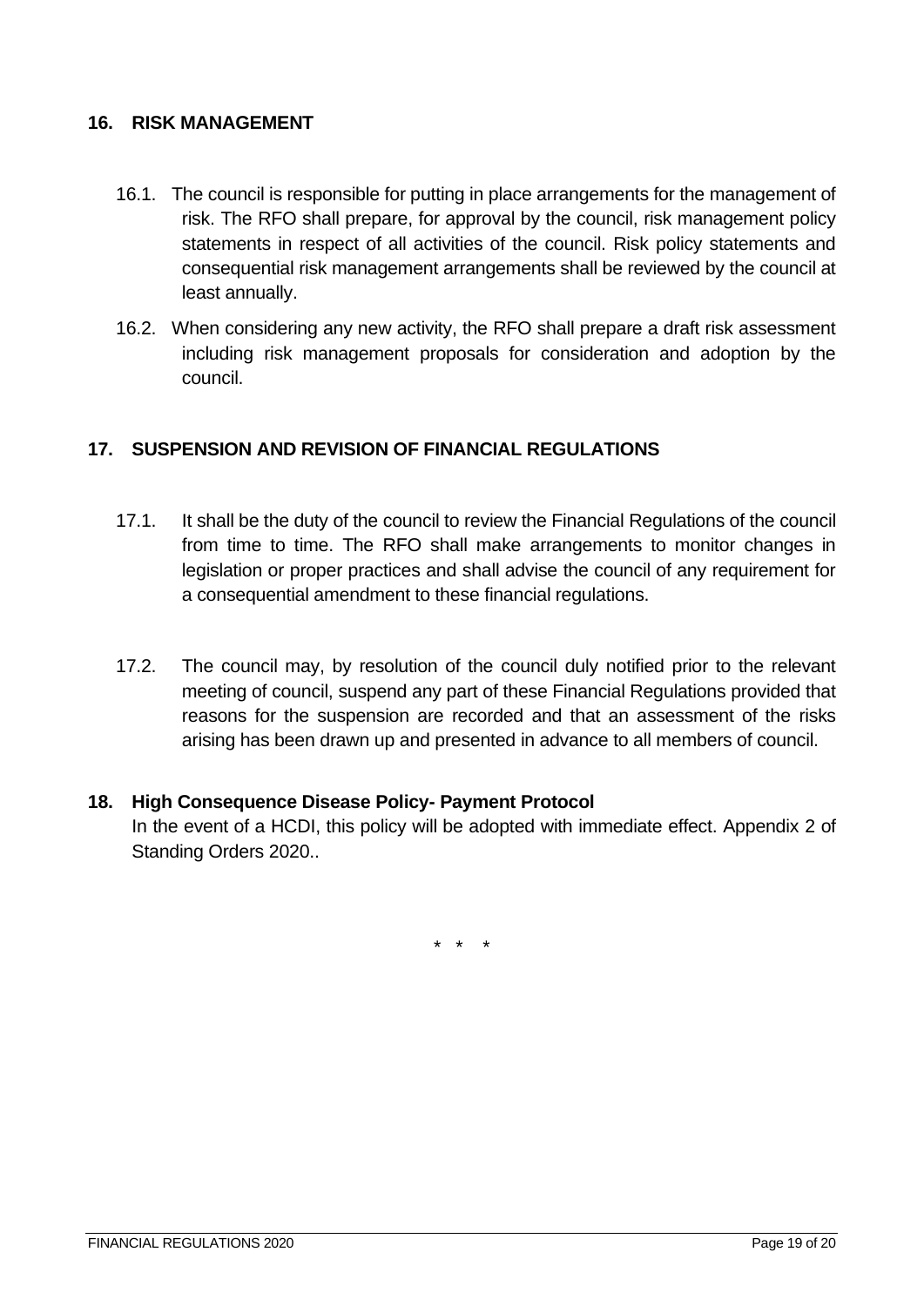## 16. RISK MANAGEMENT

16.1. The council is responsible for putting in place arrangements for the management of risk. The RFO shall prepare, for approval by the council, risk management policy statements in respect of all activities of the council. Risk policy statements and consequential risk management arrangements shall be reviewed by the council at least annually.

16.2. When considering any new activity, the RFO shall prepare a draft risk assessment including risk management proposals for consideration and adoption by the council.

## 17. SUSPENSION AND REVISION OF FINANCIAL REGULATIONS

17.1. It shall be the duty of the council to review the Financial Regulations of the council from time to time. The RFO shall make arrangements to monitor changes in legislation or proper practices and shall advise the council of any requirement for a consequential amendment to these financial regulations.

17.2. The council may, by resolution of the council duly notified prior to the relevant meeting of council, suspend any part of these Financial Regulations provided that reasons for the suspension are recorded and that an assessment of the risks arising has been drawn up and presented in advance to all members of council.

## 18. High Consequence Disease Policy- Payment Protocol

In the event of a HCDI, this policy will be adopted with immediate effect. Appendix 2 of Standing Orders 2020..

\* \* \*